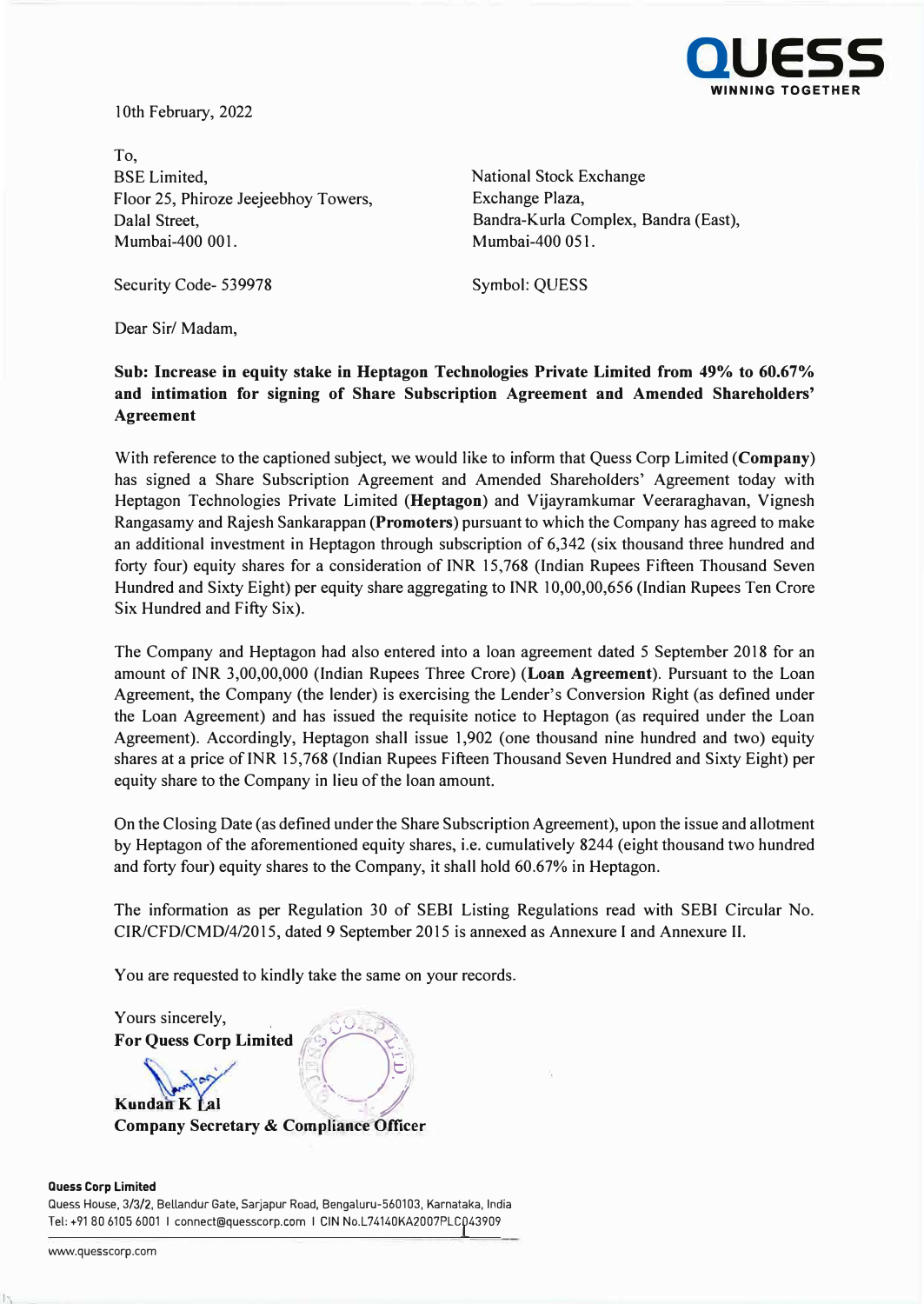QUESS
WINNING TOGETHER

10th February, 2022

To,
BSE Limited,
Floor 25, Phiroze Jeejeebhoy Towers,
Dalal Street,
Mumbai-400 001.

Security Code- 539978

National Stock Exchange
Exchange Plaza,
Bandra-Kurla Complex, Bandra (East),
Mumbai-400 051.

Symbol: QUESS

Dear Sir/ Madam,

**Sub: Increase in equity stake in Heptagon Technologies Private Limited from 49% to 60.67% and intimation for signing of Share Subscription Agreement and Amended Shareholders' Agreement**

With reference to the captioned subject, we would like to inform that Quess Corp Limited (**Company**) has signed a Share Subscription Agreement and Amended Shareholders' Agreement today with Heptagon Technologies Private Limited (**Heptagon**) and Vijayramkumar Veeraraghavan, Vignesh Rangasamy and Rajesh Sankarappan (**Promoters**) pursuant to which the Company has agreed to make an additional investment in Heptagon through subscription of 6,342 (six thousand three hundred and forty four) equity shares for a consideration of INR 15,768 (Indian Rupees Fifteen Thousand Seven Hundred and Sixty Eight) per equity share aggregating to INR 10,00,00,656 (Indian Rupees Ten Crore Six Hundred and Fifty Six).

The Company and Heptagon had also entered into a loan agreement dated 5 September 2018 for an amount of INR 3,00,00,000 (Indian Rupees Three Crore) (**Loan Agreement**). Pursuant to the Loan Agreement, the Company (the lender) is exercising the Lender's Conversion Right (as defined under the Loan Agreement) and has issued the requisite notice to Heptagon (as required under the Loan Agreement). Accordingly, Heptagon shall issue 1,902 (one thousand nine hundred and two) equity shares at a price of INR 15,768 (Indian Rupees Fifteen Thousand Seven Hundred and Sixty Eight) per equity share to the Company in lieu of the loan amount.

On the Closing Date (as defined under the Share Subscription Agreement), upon the issue and allotment by Heptagon of the aforementioned equity shares, i.e. cumulatively 8244 (eight thousand two hundred and forty four) equity shares to the Company, it shall hold 60.67% in Heptagon.

The information as per Regulation 30 of SEBI Listing Regulations read with SEBI Circular No. CIR/CFD/CMD/4/2015, dated 9 September 2015 is annexed as Annexure I and Annexure II.

You are requested to kindly take the same on your records.

Yours sincerely,
**For Quess Corp Limited**

**Kundan K Lal**
**Company Secretary & Compliance Officer**

**Quess Corp Limited**
Quess House, 3/3/2, Bellandur Gate, Sarjapur Road, Bengaluru-560103, Karnataka, India
Tel: +91 80 6105 6001 | connect@quesscorp.com | CIN No.L74140KA2007PLC043909

www.quesscorp.com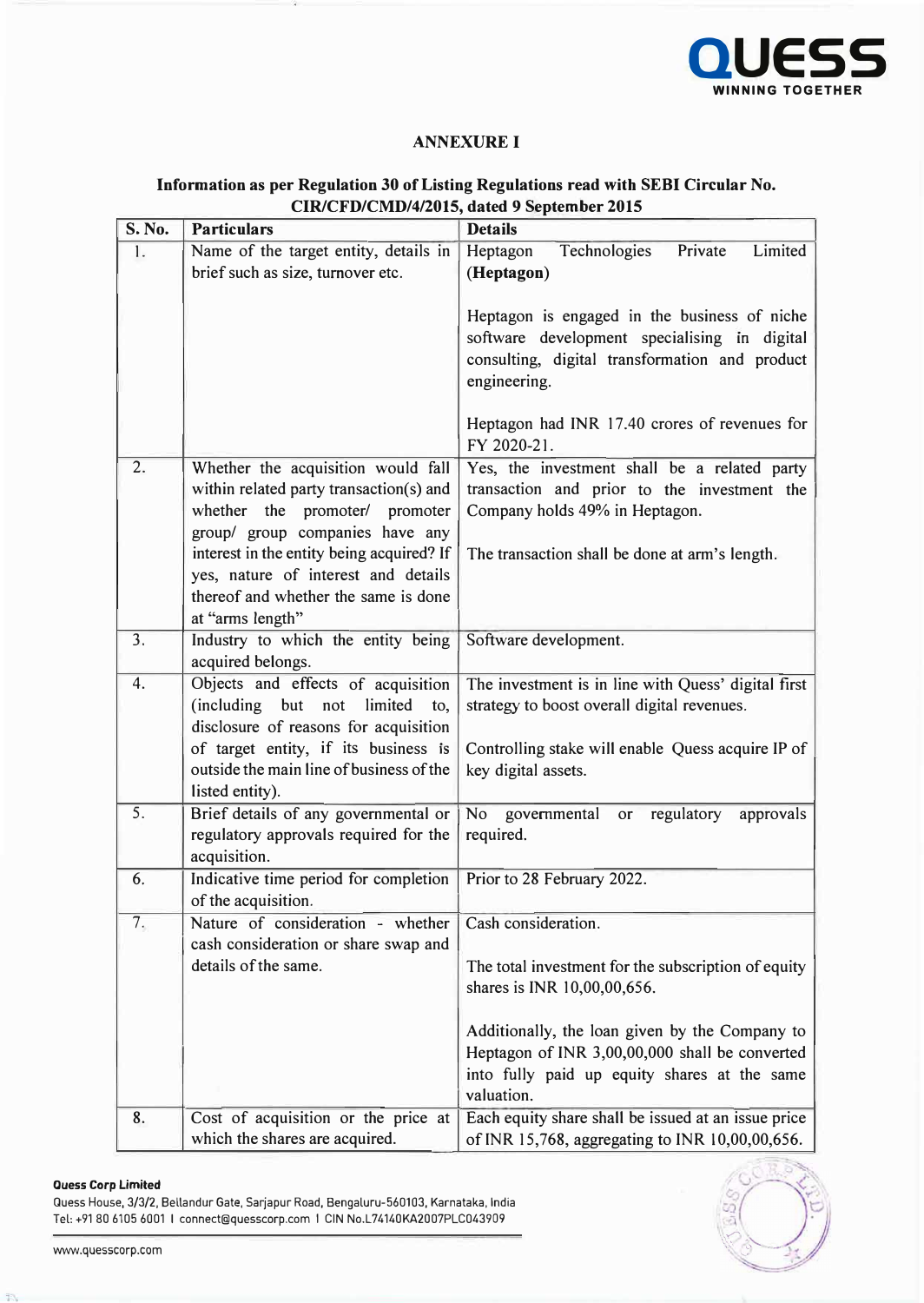## ANNEXURE I

### Information as per Regulation 30 of Listing Regulations read with SEBI Circular No. CIR/CFD/CMD/4/2015, dated 9 September 2015

| S. No. | Particulars | Details |
|---|---|---|
| 1. | Name of the target entity, details in brief such as size, turnover etc. | Heptagon Technologies Private Limited (**Heptagon**)<br><br>Heptagon is engaged in the business of niche software development specialising in digital consulting, digital transformation and product engineering.<br><br>Heptagon had INR 17.40 crores of revenues for FY 2020-21. |
| 2. | Whether the acquisition would fall within related party transaction(s) and whether the promoter/ promoter group/ group companies have any interest in the entity being acquired? If yes, nature of interest and details thereof and whether the same is done at "arms length" | Yes, the investment shall be a related party transaction and prior to the investment the Company holds 49% in Heptagon.<br><br>The transaction shall be done at arm's length. |
| 3. | Industry to which the entity being acquired belongs. | Software development. |
| 4. | Objects and effects of acquisition (including but not limited to, disclosure of reasons for acquisition of target entity, if its business is outside the main line of business of the listed entity). | The investment is in line with Quess' digital first strategy to boost overall digital revenues.<br><br>Controlling stake will enable Quess acquire IP of key digital assets. |
| 5. | Brief details of any governmental or regulatory approvals required for the acquisition. | No governmental or regulatory approvals required. |
| 6. | Indicative time period for completion of the acquisition. | Prior to 28 February 2022. |
| 7. | Nature of consideration - whether cash consideration or share swap and details of the same. | Cash consideration.<br><br>The total investment for the subscription of equity shares is INR 10,00,00,656.<br><br>Additionally, the loan given by the Company to Heptagon of INR 3,00,00,000 shall be converted into fully paid up equity shares at the same valuation. |
| 8. | Cost of acquisition or the price at which the shares are acquired. | Each equity share shall be issued at an issue price of INR 15,768, aggregating to INR 10,00,00,656. |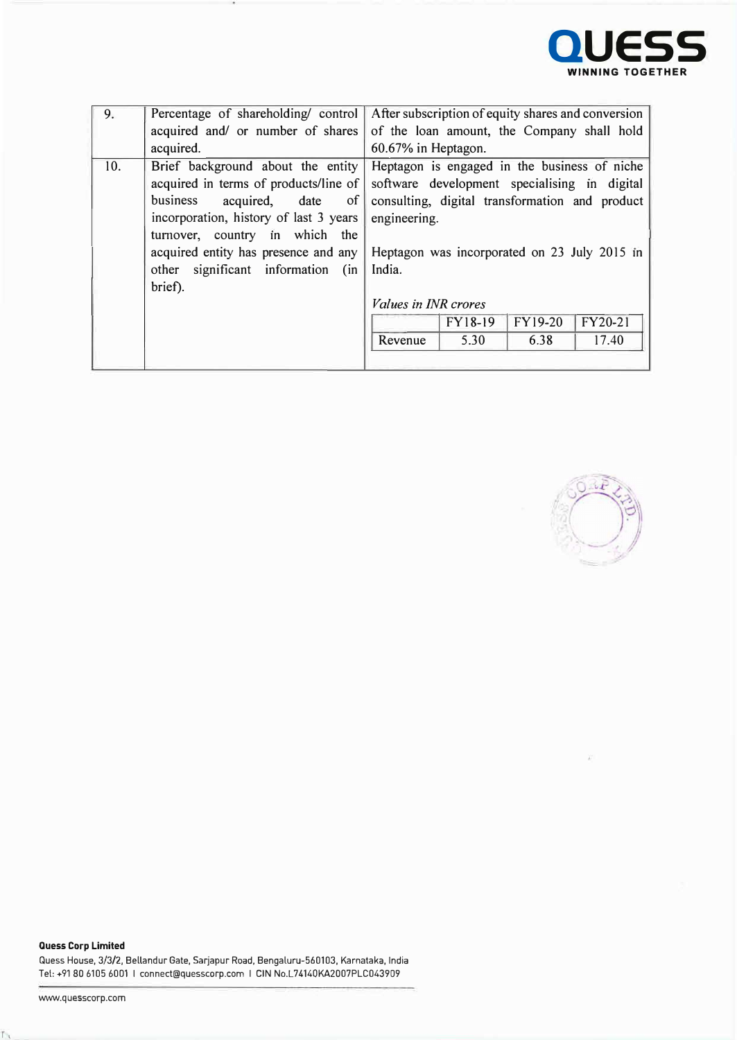| 9. | Percentage of shareholding/ control acquired and/ or number of shares acquired. | After subscription of equity shares and conversion of the loan amount, the Company shall hold 60.67% in Heptagon. |
|---|---|---|
| 10. | Brief background about the entity acquired in terms of products/line of business acquired, date of incorporation, history of last 3 years turnover, country in which the acquired entity has presence and any other significant information (in brief). | Heptagon is engaged in the business of niche software development specialising in digital consulting, digital transformation and product engineering.<br><br>Heptagon was incorporated on 23 July 2015 in India.<br><br>*Values in INR crores* |

| | FY18-19 | FY19-20 | FY20-21 |
|---|---|---|---|
| Revenue | 5.30 | 6.38 | 17.40 |

**Quess Corp Limited**

Quess House, 3/3/2, Bellandur Gate, Sarjapur Road, Bengaluru-560103, Karnataka, India

Tel: +91 80 6105 6001 I connect@quesscorp.com I CIN No.L74140KA2007PLC043909

www.quesscorp.com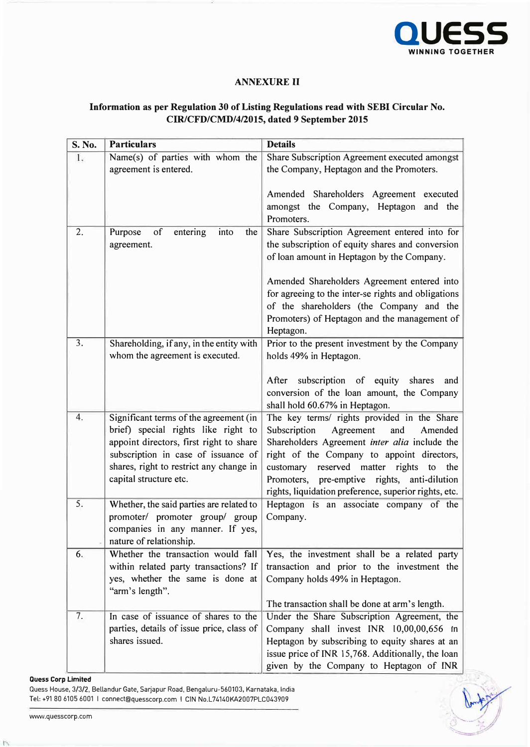## ANNEXURE II

### Information as per Regulation 30 of Listing Regulations read with SEBI Circular No. CIR/CFD/CMD/4/2015, dated 9 September 2015

| S. No. | Particulars | Details |
|---|---|---|
| 1. | Name(s) of parties with whom the agreement is entered. | Share Subscription Agreement executed amongst the Company, Heptagon and the Promoters.<br><br>Amended Shareholders Agreement executed amongst the Company, Heptagon and the Promoters. |
| 2. | Purpose of entering into the agreement. | Share Subscription Agreement entered into for the subscription of equity shares and conversion of loan amount in Heptagon by the Company.<br><br>Amended Shareholders Agreement entered into for agreeing to the inter-se rights and obligations of the shareholders (the Company and the Promoters) of Heptagon and the management of Heptagon. |
| 3. | Shareholding, if any, in the entity with whom the agreement is executed. | Prior to the present investment by the Company holds 49% in Heptagon.<br><br>After subscription of equity shares and conversion of the loan amount, the Company shall hold 60.67% in Heptagon. |
| 4. | Significant terms of the agreement (in brief) special rights like right to appoint directors, first right to share subscription in case of issuance of shares, right to restrict any change in capital structure etc. | The key terms/ rights provided in the Share Subscription Agreement and Amended Shareholders Agreement *inter alia* include the right of the Company to appoint directors, customary reserved matter rights to the Promoters, pre-emptive rights, anti-dilution rights, liquidation preference, superior rights, etc. |
| 5. | Whether, the said parties are related to promoter/ promoter group/ group companies in any manner. If yes, nature of relationship. | Heptagon is an associate company of the Company. |
| 6. | Whether the transaction would fall within related party transactions? If yes, whether the same is done at "arm's length". | Yes, the investment shall be a related party transaction and prior to the investment the Company holds 49% in Heptagon.<br><br>The transaction shall be done at arm's length. |
| 7. | In case of issuance of shares to the parties, details of issue price, class of shares issued. | Under the Share Subscription Agreement, the Company shall invest INR 10,00,00,656 in Heptagon by subscribing to equity shares at an issue price of INR 15,768. Additionally, the loan given by the Company to Heptagon of INR |

**Quess Corp Limited**
Quess House, 3/3/2, Bellandur Gate, Sarjapur Road, Bengaluru-560103, Karnataka, India
Tel: +91 80 6105 6001 | connect@quesscorp.com | CIN No.L74140KA2007PLC043909

www.quesscorp.com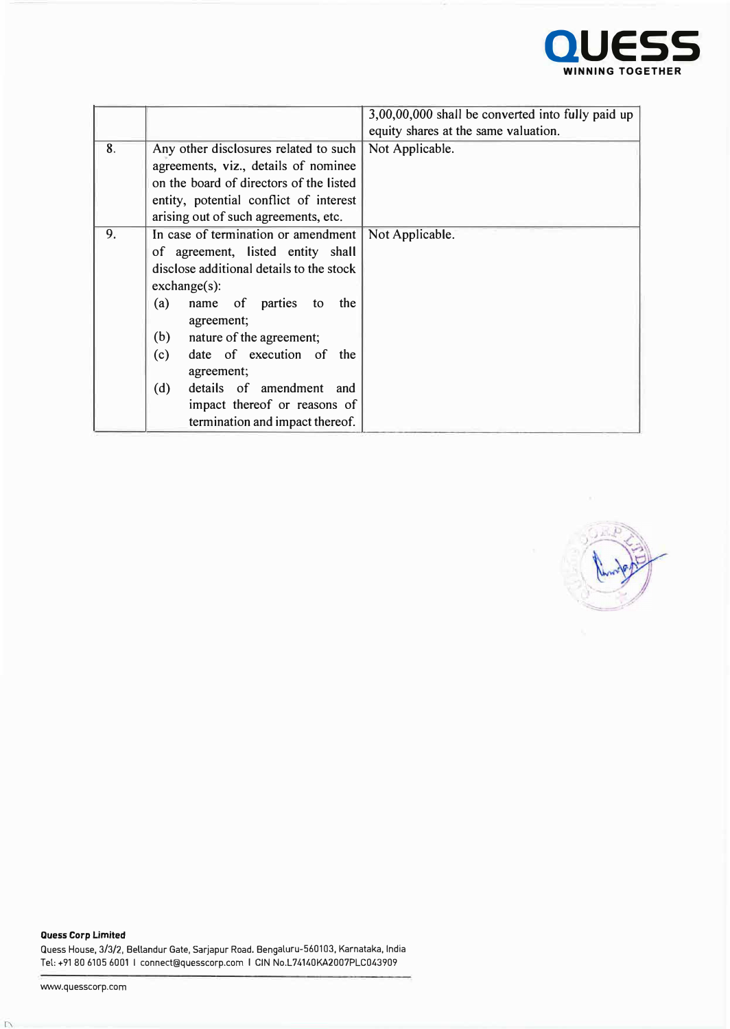| | | |
|---|---|---|
| | | 3,00,00,000 shall be converted into fully paid up equity shares at the same valuation. |
| 8. | Any other disclosures related to such agreements, viz., details of nominee on the board of directors of the listed entity, potential conflict of interest arising out of such agreements, etc. | Not Applicable. |
| 9. | In case of termination or amendment of agreement, listed entity shall disclose additional details to the stock exchange(s):<br>(a) name of parties to the agreement;<br>(b) nature of the agreement;<br>(c) date of execution of the agreement;<br>(d) details of amendment and impact thereof or reasons of termination and impact thereof. | Not Applicable. |

**Quess Corp Limited**
Quess House, 3/3/2, Bellandur Gate, Sarjapur Road, Bengaluru-560103, Karnataka, India
Tel: +91 80 6105 6001 I connect@quesscorp.com I CIN No.L74140KA2007PLC043909

www.quesscorp.com